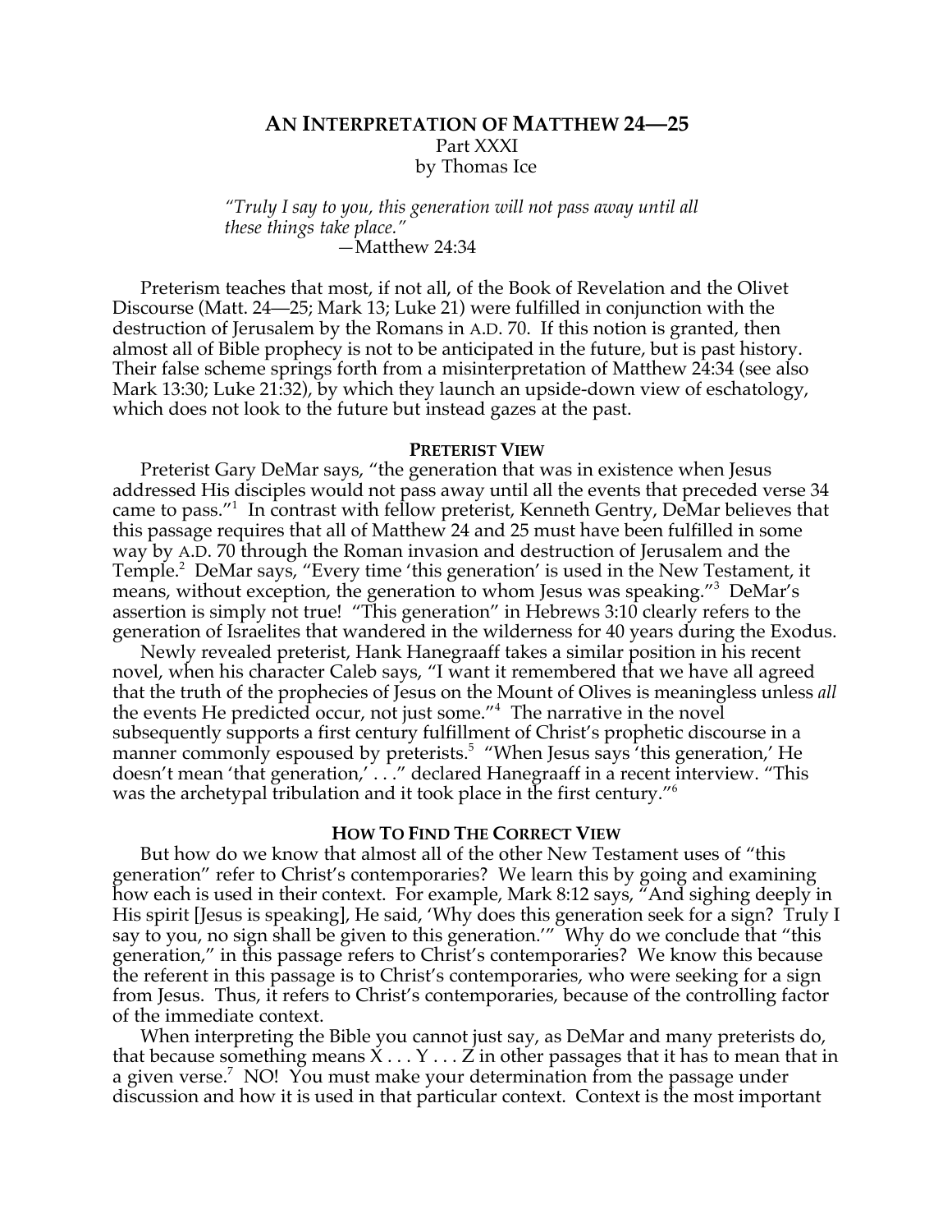# AN INTERPRETATION OF MATTHEW 24—25

Part XXXI

by Thomas Ice

> *"Truly I say to you, this generation will not pass away until all these things take place."*
>
> —Matthew 24:34

Preterism teaches that most, if not all, of the Book of Revelation and the Olivet Discourse (Matt. 24—25; Mark 13; Luke 21) were fulfilled in conjunction with the destruction of Jerusalem by the Romans in A.D. 70. If this notion is granted, then almost all of Bible prophecy is not to be anticipated in the future, but is past history. Their false scheme springs forth from a misinterpretation of Matthew 24:34 (see also Mark 13:30; Luke 21:32), by which they launch an upside-down view of eschatology, which does not look to the future but instead gazes at the past.

## PRETERIST VIEW

Preterist Gary DeMar says, "the generation that was in existence when Jesus addressed His disciples would not pass away until all the events that preceded verse 34 came to pass."[1] In contrast with fellow preterist, Kenneth Gentry, DeMar believes that this passage requires that all of Matthew 24 and 25 must have been fulfilled in some way by A.D. 70 through the Roman invasion and destruction of Jerusalem and the Temple.[2] DeMar says, "Every time 'this generation' is used in the New Testament, it means, without exception, the generation to whom Jesus was speaking."[3] DeMar's assertion is simply not true! "This generation" in Hebrews 3:10 clearly refers to the generation of Israelites that wandered in the wilderness for 40 years during the Exodus.

Newly revealed preterist, Hank Hanegraaff takes a similar position in his recent novel, when his character Caleb says, "I want it remembered that we have all agreed that the truth of the prophecies of Jesus on the Mount of Olives is meaningless unless *all* the events He predicted occur, not just some."[4] The narrative in the novel subsequently supports a first century fulfillment of Christ's prophetic discourse in a manner commonly espoused by preterists.[5] "When Jesus says 'this generation,' He doesn't mean 'that generation,' . . ." declared Hanegraaff in a recent interview. "This was the archetypal tribulation and it took place in the first century."[6]

## HOW TO FIND THE CORRECT VIEW

But how do we know that almost all of the other New Testament uses of "this generation" refer to Christ's contemporaries? We learn this by going and examining how each is used in their context. For example, Mark 8:12 says, "And sighing deeply in His spirit [Jesus is speaking], He said, 'Why does this generation seek for a sign? Truly I say to you, no sign shall be given to this generation.'" Why do we conclude that "this generation," in this passage refers to Christ's contemporaries? We know this because the referent in this passage is to Christ's contemporaries, who were seeking for a sign from Jesus. Thus, it refers to Christ's contemporaries, because of the controlling factor of the immediate context.

When interpreting the Bible you cannot just say, as DeMar and many preterists do, that because something means X . . . Y . . . Z in other passages that it has to mean that in a given verse.[7] NO! You must make your determination from the passage under discussion and how it is used in that particular context. Context is the most important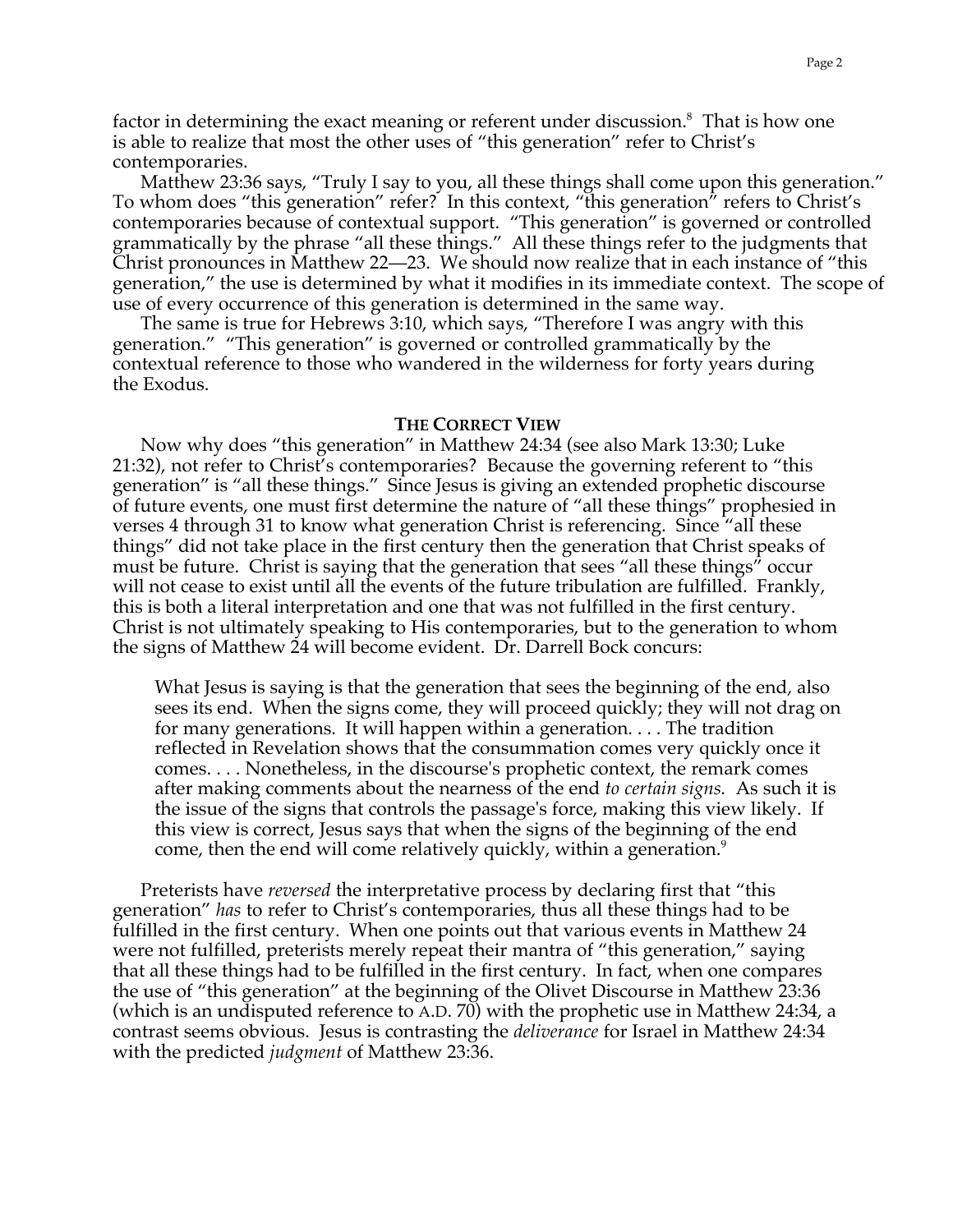factor in determining the exact meaning or referent under discussion.[8] That is how one is able to realize that most the other uses of "this generation" refer to Christ's contemporaries.

Matthew 23:36 says, "Truly I say to you, all these things shall come upon this generation." To whom does "this generation" refer? In this context, "this generation" refers to Christ's contemporaries because of contextual support. "This generation" is governed or controlled grammatically by the phrase "all these things." All these things refer to the judgments that Christ pronounces in Matthew 22—23. We should now realize that in each instance of "this generation," the use is determined by what it modifies in its immediate context. The scope of use of every occurrence of this generation is determined in the same way.

The same is true for Hebrews 3:10, which says, "Therefore I was angry with this generation." "This generation" is governed or controlled grammatically by the contextual reference to those who wandered in the wilderness for forty years during the Exodus.

## THE CORRECT VIEW

Now why does "this generation" in Matthew 24:34 (see also Mark 13:30; Luke 21:32), not refer to Christ's contemporaries? Because the governing referent to "this generation" is "all these things." Since Jesus is giving an extended prophetic discourse of future events, one must first determine the nature of "all these things" prophesied in verses 4 through 31 to know what generation Christ is referencing. Since "all these things" did not take place in the first century then the generation that Christ speaks of must be future. Christ is saying that the generation that sees "all these things" occur will not cease to exist until all the events of the future tribulation are fulfilled. Frankly, this is both a literal interpretation and one that was not fulfilled in the first century. Christ is not ultimately speaking to His contemporaries, but to the generation to whom the signs of Matthew 24 will become evident. Dr. Darrell Bock concurs:

> What Jesus is saying is that the generation that sees the beginning of the end, also sees its end. When the signs come, they will proceed quickly; they will not drag on for many generations. It will happen within a generation. . . . The tradition reflected in Revelation shows that the consummation comes very quickly once it comes. . . . Nonetheless, in the discourse's prophetic context, the remark comes after making comments about the nearness of the end *to certain signs.* As such it is the issue of the signs that controls the passage's force, making this view likely. If this view is correct, Jesus says that when the signs of the beginning of the end come, then the end will come relatively quickly, within a generation.[9]

Preterists have *reversed* the interpretative process by declaring first that "this generation" *has* to refer to Christ's contemporaries, thus all these things had to be fulfilled in the first century. When one points out that various events in Matthew 24 were not fulfilled, preterists merely repeat their mantra of "this generation," saying that all these things had to be fulfilled in the first century. In fact, when one compares the use of "this generation" at the beginning of the Olivet Discourse in Matthew 23:36 (which is an undisputed reference to A.D. 70) with the prophetic use in Matthew 24:34, a contrast seems obvious. Jesus is contrasting the *deliverance* for Israel in Matthew 24:34 with the predicted *judgment* of Matthew 23:36.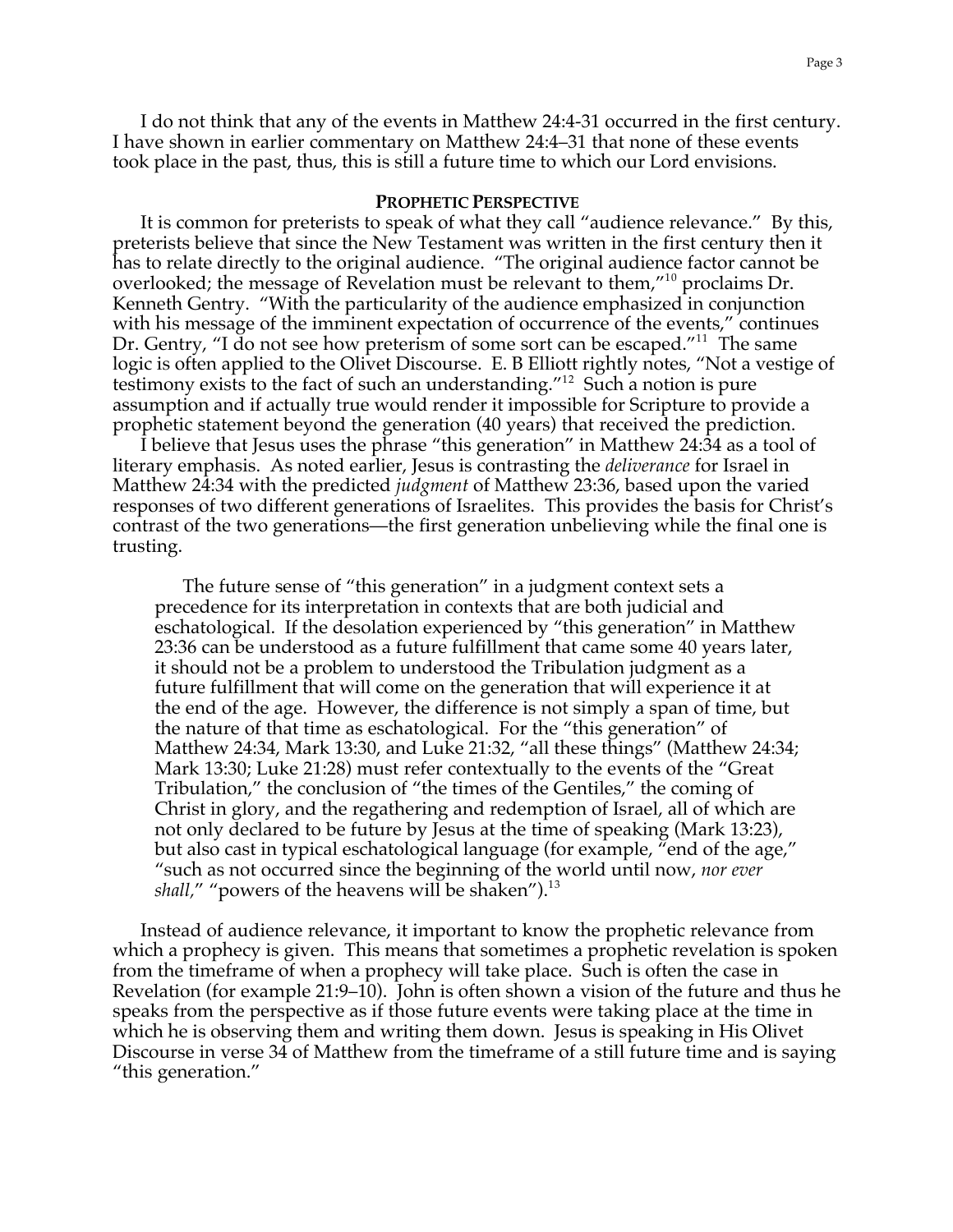I do not think that any of the events in Matthew 24:4-31 occurred in the first century. I have shown in earlier commentary on Matthew 24:4–31 that none of these events took place in the past, thus, this is still a future time to which our Lord envisions.

**PROPHETIC PERSPECTIVE**

It is common for preterists to speak of what they call "audience relevance." By this, preterists believe that since the New Testament was written in the first century then it has to relate directly to the original audience. "The original audience factor cannot be overlooked; the message of Revelation must be relevant to them,"[10] proclaims Dr. Kenneth Gentry. "With the particularity of the audience emphasized in conjunction with his message of the imminent expectation of occurrence of the events," continues Dr. Gentry, "I do not see how preterism of some sort can be escaped."[11] The same logic is often applied to the Olivet Discourse. E. B Elliott rightly notes, "Not a vestige of testimony exists to the fact of such an understanding."[12] Such a notion is pure assumption and if actually true would render it impossible for Scripture to provide a prophetic statement beyond the generation (40 years) that received the prediction.

I believe that Jesus uses the phrase "this generation" in Matthew 24:34 as a tool of literary emphasis. As noted earlier, Jesus is contrasting the *deliverance* for Israel in Matthew 24:34 with the predicted *judgment* of Matthew 23:36, based upon the varied responses of two different generations of Israelites. This provides the basis for Christ's contrast of the two generations—the first generation unbelieving while the final one is trusting.

> The future sense of "this generation" in a judgment context sets a precedence for its interpretation in contexts that are both judicial and eschatological. If the desolation experienced by "this generation" in Matthew 23:36 can be understood as a future fulfillment that came some 40 years later, it should not be a problem to understood the Tribulation judgment as a future fulfillment that will come on the generation that will experience it at the end of the age. However, the difference is not simply a span of time, but the nature of that time as eschatological. For the "this generation" of Matthew 24:34, Mark 13:30, and Luke 21:32, "all these things" (Matthew 24:34; Mark 13:30; Luke 21:28) must refer contextually to the events of the "Great Tribulation," the conclusion of "the times of the Gentiles," the coming of Christ in glory, and the regathering and redemption of Israel, all of which are not only declared to be future by Jesus at the time of speaking (Mark 13:23), but also cast in typical eschatological language (for example, "end of the age," "such as not occurred since the beginning of the world until now, *nor ever shall,*" "powers of the heavens will be shaken").[13]

Instead of audience relevance, it important to know the prophetic relevance from which a prophecy is given. This means that sometimes a prophetic revelation is spoken from the timeframe of when a prophecy will take place. Such is often the case in Revelation (for example 21:9–10). John is often shown a vision of the future and thus he speaks from the perspective as if those future events were taking place at the time in which he is observing them and writing them down. Jesus is speaking in His Olivet Discourse in verse 34 of Matthew from the timeframe of a still future time and is saying "this generation."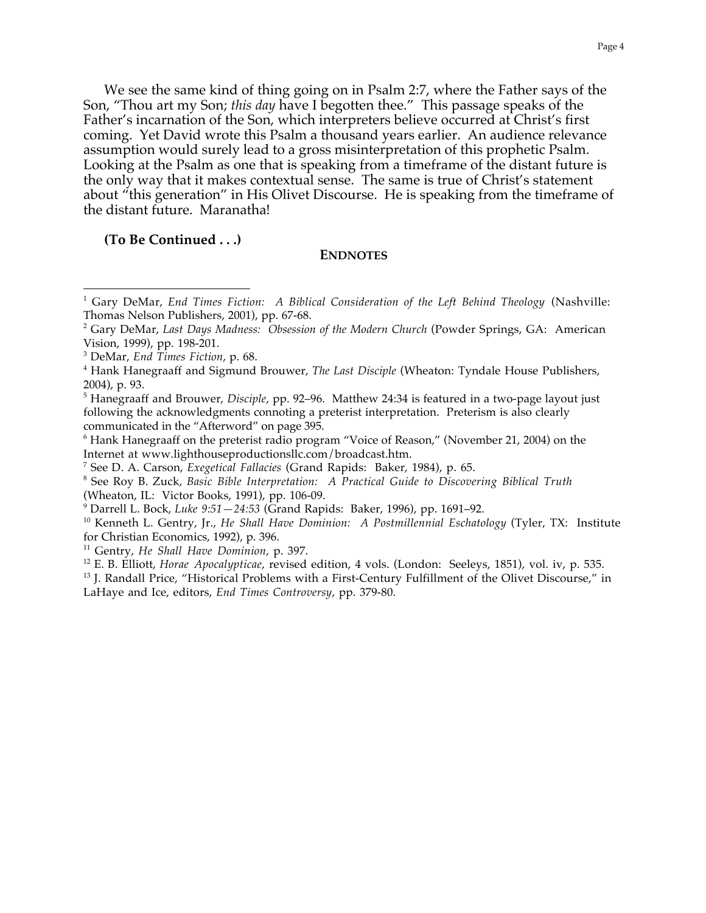We see the same kind of thing going on in Psalm 2:7, where the Father says of the Son, "Thou art my Son; *this day* have I begotten thee." This passage speaks of the Father's incarnation of the Son, which interpreters believe occurred at Christ's first coming. Yet David wrote this Psalm a thousand years earlier. An audience relevance assumption would surely lead to a gross misinterpretation of this prophetic Psalm. Looking at the Psalm as one that is speaking from a timeframe of the distant future is the only way that it makes contextual sense. The same is true of Christ's statement about "this generation" in His Olivet Discourse. He is speaking from the timeframe of the distant future. Maranatha!

**(To Be Continued . . .)**

## ENDNOTES

[1] Gary DeMar, *End Times Fiction: A Biblical Consideration of the Left Behind Theology* (Nashville: Thomas Nelson Publishers, 2001), pp. 67-68.

[2] Gary DeMar, *Last Days Madness: Obsession of the Modern Church* (Powder Springs, GA: American Vision, 1999), pp. 198-201.

[3] DeMar, *End Times Fiction*, p. 68.

[4] Hank Hanegraaff and Sigmund Brouwer, *The Last Disciple* (Wheaton: Tyndale House Publishers, 2004), p. 93.

[5] Hanegraaff and Brouwer, *Disciple*, pp. 92–96. Matthew 24:34 is featured in a two-page layout just following the acknowledgments connoting a preterist interpretation. Preterism is also clearly communicated in the "Afterword" on page 395.

[6] Hank Hanegraaff on the preterist radio program "Voice of Reason," (November 21, 2004) on the Internet at www.lighthouseproductionsllc.com/broadcast.htm.

[7] See D. A. Carson, *Exegetical Fallacies* (Grand Rapids: Baker, 1984), p. 65.

[8] See Roy B. Zuck, *Basic Bible Interpretation: A Practical Guide to Discovering Biblical Truth* (Wheaton, IL: Victor Books, 1991), pp. 106-09.

[9] Darrell L. Bock, *Luke 9:51—24:53* (Grand Rapids: Baker, 1996), pp. 1691–92.

[10] Kenneth L. Gentry, Jr., *He Shall Have Dominion: A Postmillennial Eschatology* (Tyler, TX: Institute for Christian Economics, 1992), p. 396.

[11] Gentry, *He Shall Have Dominion*, p. 397.

[12] E. B. Elliott, *Horae Apocalypticae*, revised edition, 4 vols. (London: Seeleys, 1851), vol. iv, p. 535.

[13] J. Randall Price, "Historical Problems with a First-Century Fulfillment of the Olivet Discourse," in LaHaye and Ice, editors, *End Times Controversy*, pp. 379-80.